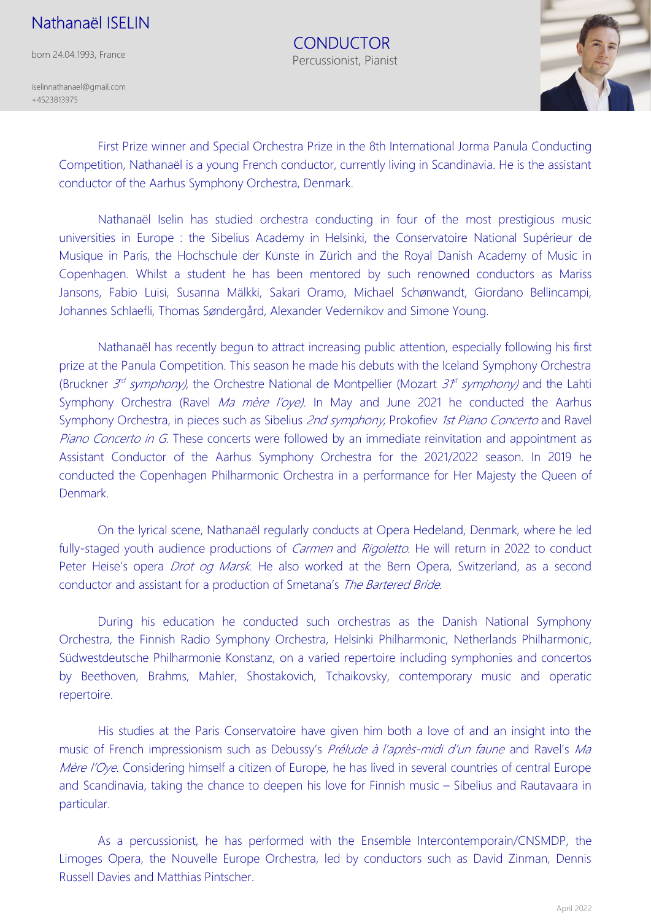# Nathanaël ISELIN

born 24.04.1993, France

iselinnathanael@gmail.com
+4523813975

## CONDUCTOR

Percussionist, Pianist

First Prize winner and Special Orchestra Prize in the 8th International Jorma Panula Conducting Competition, Nathanaël is a young French conductor, currently living in Scandinavia. He is the assistant conductor of the Aarhus Symphony Orchestra, Denmark.

Nathanaël Iselin has studied orchestra conducting in four of the most prestigious music universities in Europe : the Sibelius Academy in Helsinki, the Conservatoire National Supérieur de Musique in Paris, the Hochschule der Künste in Zürich and the Royal Danish Academy of Music in Copenhagen. Whilst a student he has been mentored by such renowned conductors as Mariss Jansons, Fabio Luisi, Susanna Mälkki, Sakari Oramo, Michael Schønwandt, Giordano Bellincampi, Johannes Schlaefli, Thomas Søndergård, Alexander Vedernikov and Simone Young.

Nathanaël has recently begun to attract increasing public attention, especially following his first prize at the Panula Competition. This season he made his debuts with the Iceland Symphony Orchestra (Bruckner *3rd symphony)*, the Orchestre National de Montpellier (Mozart *31st symphony)* and the Lahti Symphony Orchestra (Ravel *Ma mère l'oye)*. In May and June 2021 he conducted the Aarhus Symphony Orchestra, in pieces such as Sibelius *2nd symphony*, Prokofiev *1st Piano Concerto* and Ravel *Piano Concerto in G*. These concerts were followed by an immediate reinvitation and appointment as Assistant Conductor of the Aarhus Symphony Orchestra for the 2021/2022 season. In 2019 he conducted the Copenhagen Philharmonic Orchestra in a performance for Her Majesty the Queen of Denmark.

On the lyrical scene, Nathanaël regularly conducts at Opera Hedeland, Denmark, where he led fully-staged youth audience productions of *Carmen* and *Rigoletto*. He will return in 2022 to conduct Peter Heise's opera *Drot og Marsk*. He also worked at the Bern Opera, Switzerland, as a second conductor and assistant for a production of Smetana's *The Bartered Bride*.

During his education he conducted such orchestras as the Danish National Symphony Orchestra, the Finnish Radio Symphony Orchestra, Helsinki Philharmonic, Netherlands Philharmonic, Südwestdeutsche Philharmonie Konstanz, on a varied repertoire including symphonies and concertos by Beethoven, Brahms, Mahler, Shostakovich, Tchaikovsky, contemporary music and operatic repertoire.

His studies at the Paris Conservatoire have given him both a love of and an insight into the music of French impressionism such as Debussy's *Prélude à l'après-midi d'un faune* and Ravel's *Ma Mère l'Oye*. Considering himself a citizen of Europe, he has lived in several countries of central Europe and Scandinavia, taking the chance to deepen his love for Finnish music – Sibelius and Rautavaara in particular.

As a percussionist, he has performed with the Ensemble Intercontemporain/CNSMDP, the Limoges Opera, the Nouvelle Europe Orchestra, led by conductors such as David Zinman, Dennis Russell Davies and Matthias Pintscher.

April 2022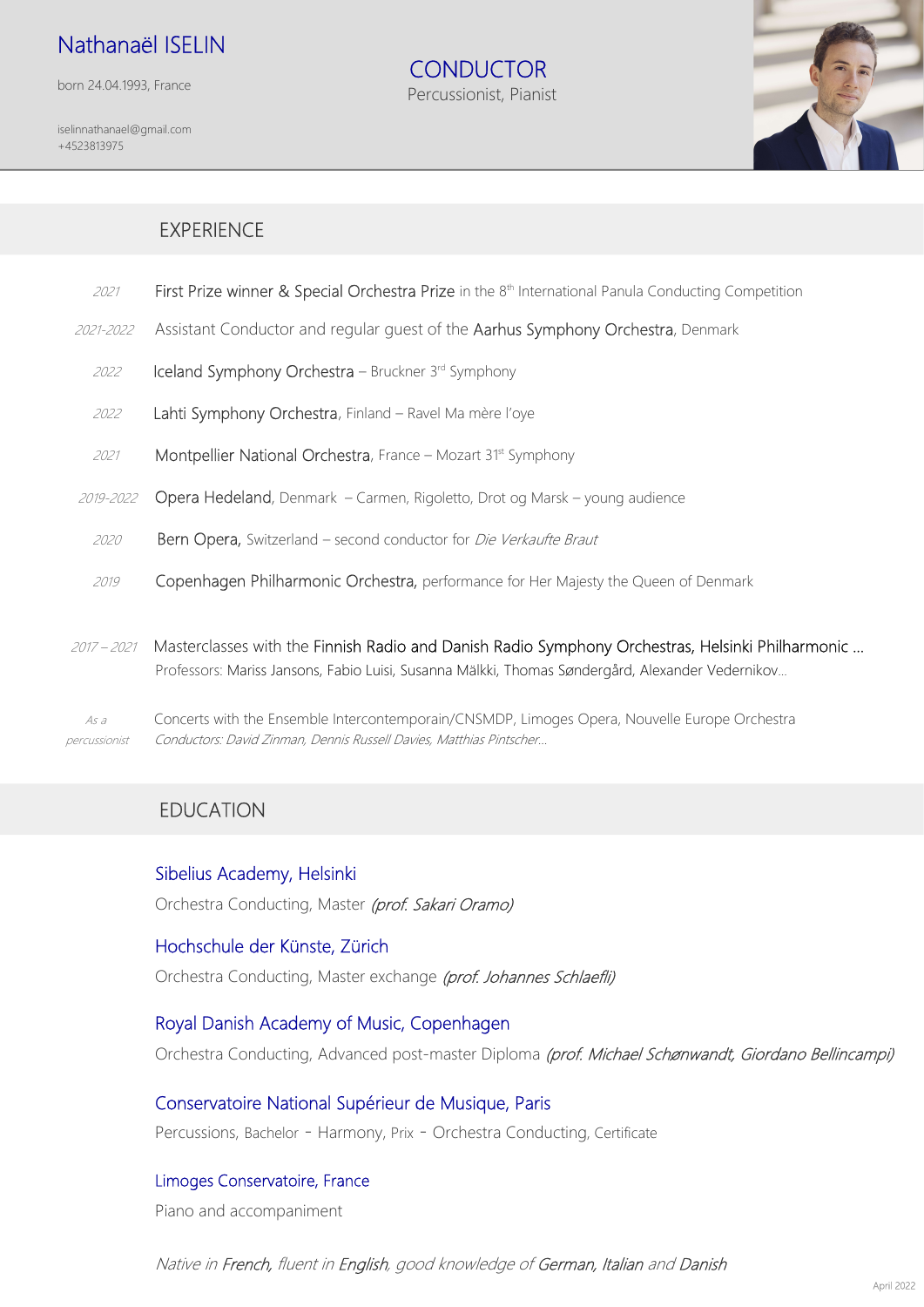# Nathanaël ISELIN

born 24.04.1993, France

iselinnathanael@gmail.com
+4523813975

**CONDUCTOR**
Percussionist, Pianist

## EXPERIENCE

| | |
|---|---|
| *2021* | First Prize winner & Special Orchestra Prize in the 8th International Panula Conducting Competition |
| *2021-2022* | Assistant Conductor and regular guest of the Aarhus Symphony Orchestra, Denmark |
| *2022* | Iceland Symphony Orchestra – Bruckner 3rd Symphony |
| *2022* | Lahti Symphony Orchestra, Finland – Ravel Ma mère l'oye |
| *2021* | Montpellier National Orchestra, France – Mozart 31st Symphony |
| *2019-2022* | Opera Hedeland, Denmark – Carmen, Rigoletto, Drot og Marsk – young audience |
| *2020* | Bern Opera, Switzerland – second conductor for *Die Verkaufte Braut* |
| *2019* | Copenhagen Philharmonic Orchestra, performance for Her Majesty the Queen of Denmark |
| *2017 – 2021* | Masterclasses with the Finnish Radio and Danish Radio Symphony Orchestras, Helsinki Philharmonic … Professors: Mariss Jansons, Fabio Luisi, Susanna Mälkki, Thomas Søndergård, Alexander Vedernikov… |
| *As a percussionist* | Concerts with the Ensemble Intercontemporain/CNSMDP, Limoges Opera, Nouvelle Europe Orchestra *Conductors: David Zinman, Dennis Russell Davies, Matthias Pintscher…* |

## EDUCATION

### Sibelius Academy, Helsinki
Orchestra Conducting, Master *(prof. Sakari Oramo)*

### Hochschule der Künste, Zürich
Orchestra Conducting, Master exchange *(prof. Johannes Schlaefli)*

### Royal Danish Academy of Music, Copenhagen
Orchestra Conducting, Advanced post-master Diploma *(prof. Michael Schønwandt, Giordano Bellincampi)*

### Conservatoire National Supérieur de Musique, Paris
Percussions, Bachelor - Harmony, Prix - Orchestra Conducting, Certificate

### Limoges Conservatoire, France
Piano and accompaniment

*Native in French, fluent in English, good knowledge of German, Italian and Danish*

April 2022